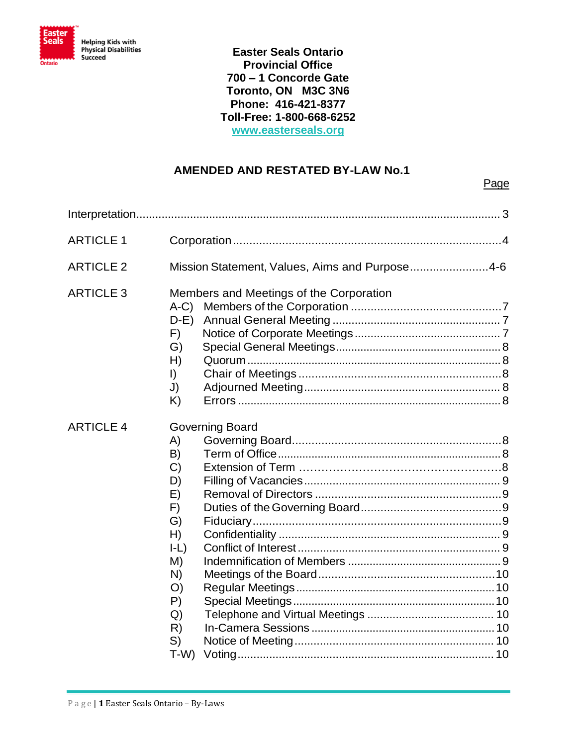Helping Kids with Physical Disabilities Succeed

**Easter Seals Ontario**
**Provincial Office**
**700 – 1 Concorde Gate**
**Toronto, ON M3C 3N6**
**Phone: 416-421-8377**
**Toll-Free: 1-800-668-6252**
**www.easterseals.org**

# AMENDED AND RESTATED BY-LAW No.1

| | | | Page |
|---|---|---|---|
| Interpretation | | | 3 |
| ARTICLE 1 | Corporation | | 4 |
| ARTICLE 2 | Mission Statement, Values, Aims and Purpose | | 4-6 |
| ARTICLE 3 | Members and Meetings of the Corporation | | |
| | A-C) | Members of the Corporation | 7 |
| | D-E) | Annual General Meeting | 7 |
| | F) | Notice of Corporate Meetings | 7 |
| | G) | Special General Meetings | 8 |
| | H) | Quorum | 8 |
| | I) | Chair of Meetings | 8 |
| | J) | Adjourned Meeting | 8 |
| | K) | Errors | 8 |
| ARTICLE 4 | Governing Board | | |
| | A) | Governing Board | 8 |
| | B) | Term of Office | 8 |
| | C) | Extension of Term | 8 |
| | D) | Filling of Vacancies | 9 |
| | E) | Removal of Directors | 9 |
| | F) | Duties of the Governing Board | 9 |
| | G) | Fiduciary | 9 |
| | H) | Confidentiality | 9 |
| | I-L) | Conflict of Interest | 9 |
| | M) | Indemnification of Members | 9 |
| | N) | Meetings of the Board | 10 |
| | O) | Regular Meetings | 10 |
| | P) | Special Meetings | 10 |
| | Q) | Telephone and Virtual Meetings | 10 |
| | R) | In-Camera Sessions | 10 |
| | S) | Notice of Meeting | 10 |
| | T-W) | Voting | 10 |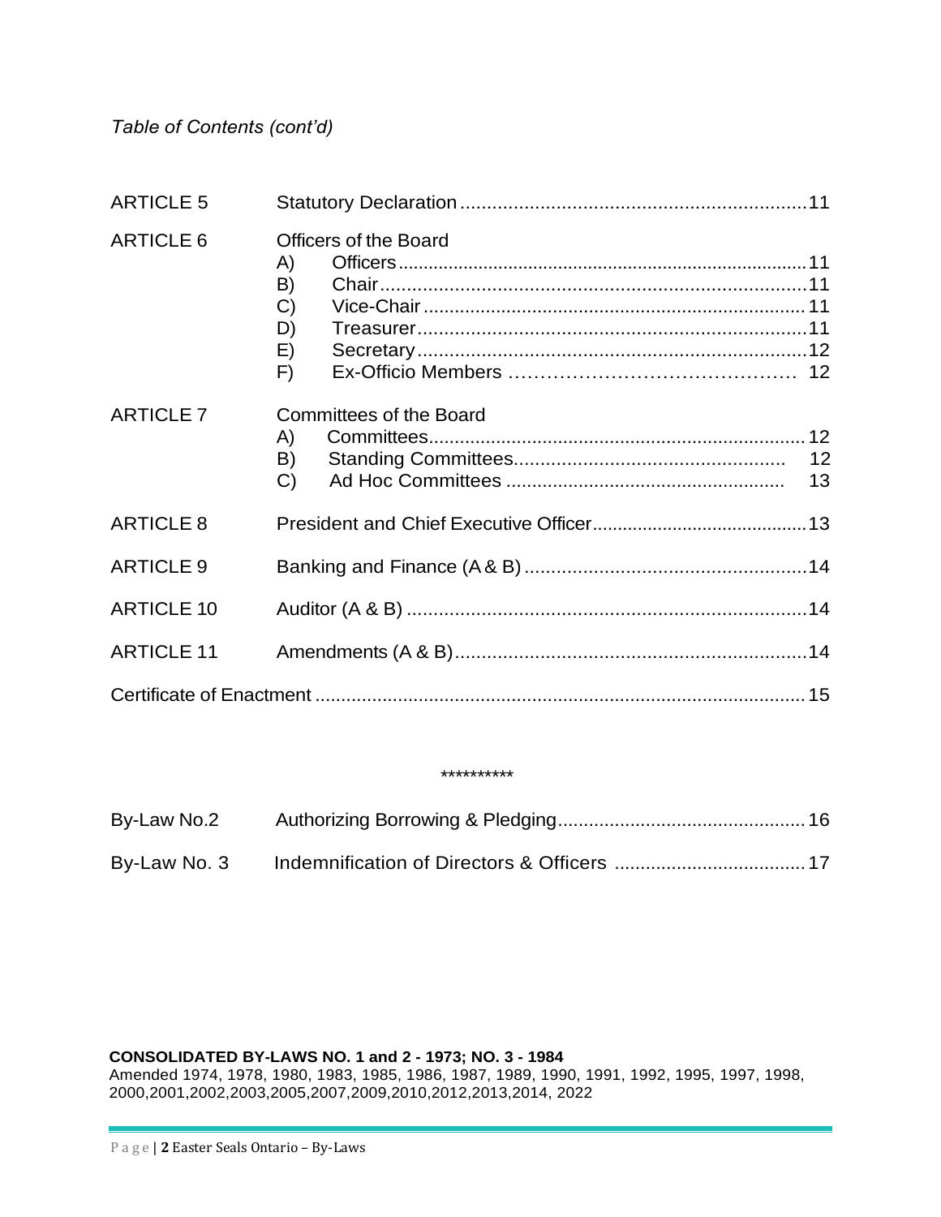*Table of Contents (cont'd)*

| | | |
|---|---|---|
| ARTICLE 5 | Statutory Declaration | 11 |
| ARTICLE 6 | Officers of the Board | |
| | A) Officers | 11 |
| | B) Chair | 11 |
| | C) Vice-Chair | 11 |
| | D) Treasurer | 11 |
| | E) Secretary | 12 |
| | F) Ex-Officio Members | 12 |
| ARTICLE 7 | Committees of the Board | |
| | A) Committees | 12 |
| | B) Standing Committees | 12 |
| | C) Ad Hoc Committees | 13 |
| ARTICLE 8 | President and Chief Executive Officer | 13 |
| ARTICLE 9 | Banking and Finance (A & B) | 14 |
| ARTICLE 10 | Auditor (A & B) | 14 |
| ARTICLE 11 | Amendments (A & B) | 14 |
| Certificate of Enactment | | 15 |

**********

| | | |
|---|---|---|
| By-Law No.2 | Authorizing Borrowing & Pledging | 16 |
| By-Law No. 3 | Indemnification of Directors & Officers | 17 |

**CONSOLIDATED BY-LAWS NO. 1 and 2 - 1973; NO. 3 - 1984**
Amended 1974, 1978, 1980, 1983, 1985, 1986, 1987, 1989, 1990, 1991, 1992, 1995, 1997, 1998, 2000,2001,2002,2003,2005,2007,2009,2010,2012,2013,2014, 2022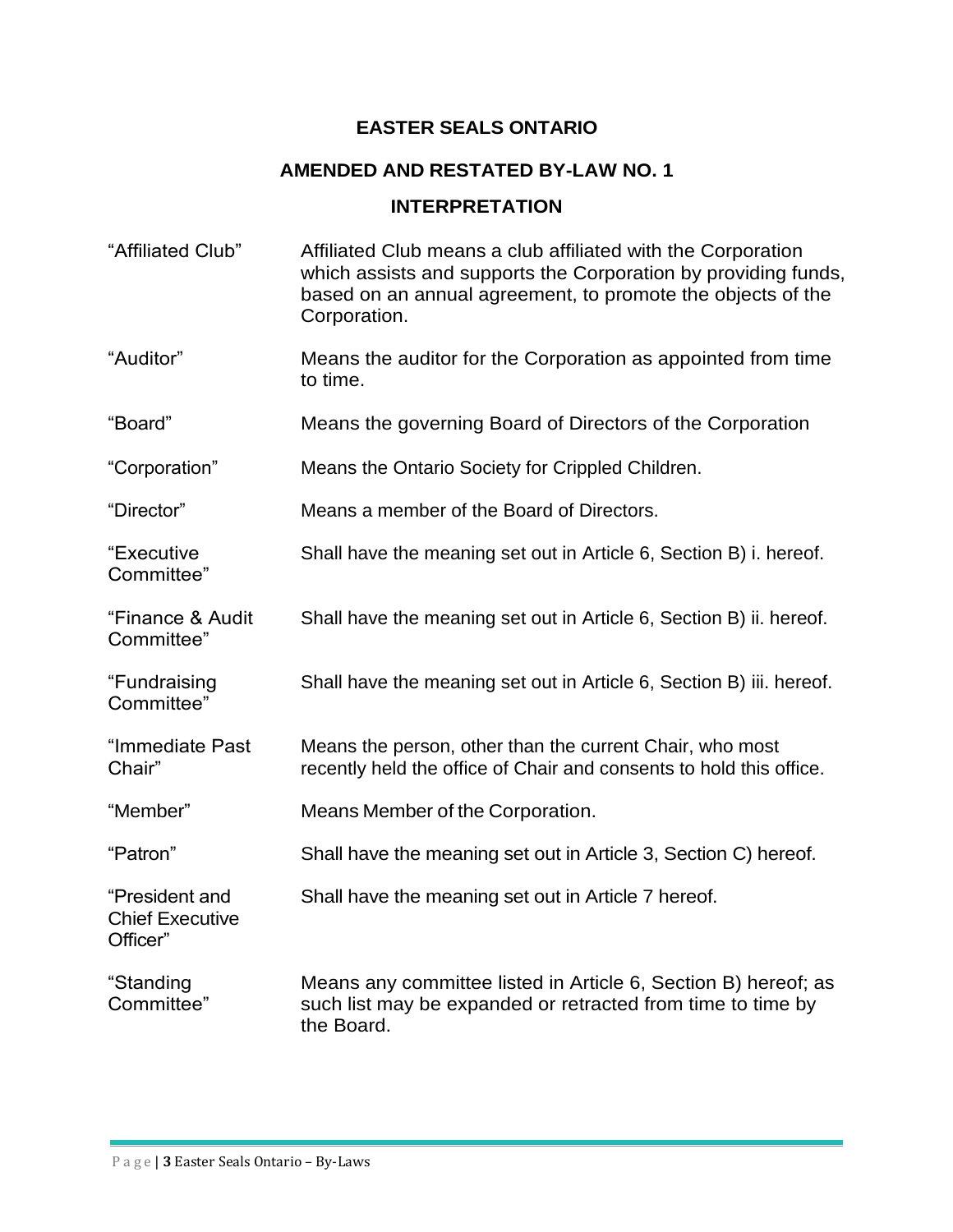# EASTER SEALS ONTARIO

## AMENDED AND RESTATED BY-LAW NO. 1

## INTERPRETATION

| | |
|---|---|
| "Affiliated Club" | Affiliated Club means a club affiliated with the Corporation which assists and supports the Corporation by providing funds, based on an annual agreement, to promote the objects of the Corporation. |
| "Auditor" | Means the auditor for the Corporation as appointed from time to time. |
| "Board" | Means the governing Board of Directors of the Corporation |
| "Corporation" | Means the Ontario Society for Crippled Children. |
| "Director" | Means a member of the Board of Directors. |
| "Executive Committee" | Shall have the meaning set out in Article 6, Section B) i. hereof. |
| "Finance & Audit Committee" | Shall have the meaning set out in Article 6, Section B) ii. hereof. |
| "Fundraising Committee" | Shall have the meaning set out in Article 6, Section B) iii. hereof. |
| "Immediate Past Chair" | Means the person, other than the current Chair, who most recently held the office of Chair and consents to hold this office. |
| "Member" | Means Member of the Corporation. |
| "Patron" | Shall have the meaning set out in Article 3, Section C) hereof. |
| "President and Chief Executive Officer" | Shall have the meaning set out in Article 7 hereof. |
| "Standing Committee" | Means any committee listed in Article 6, Section B) hereof; as such list may be expanded or retracted from time to time by the Board. |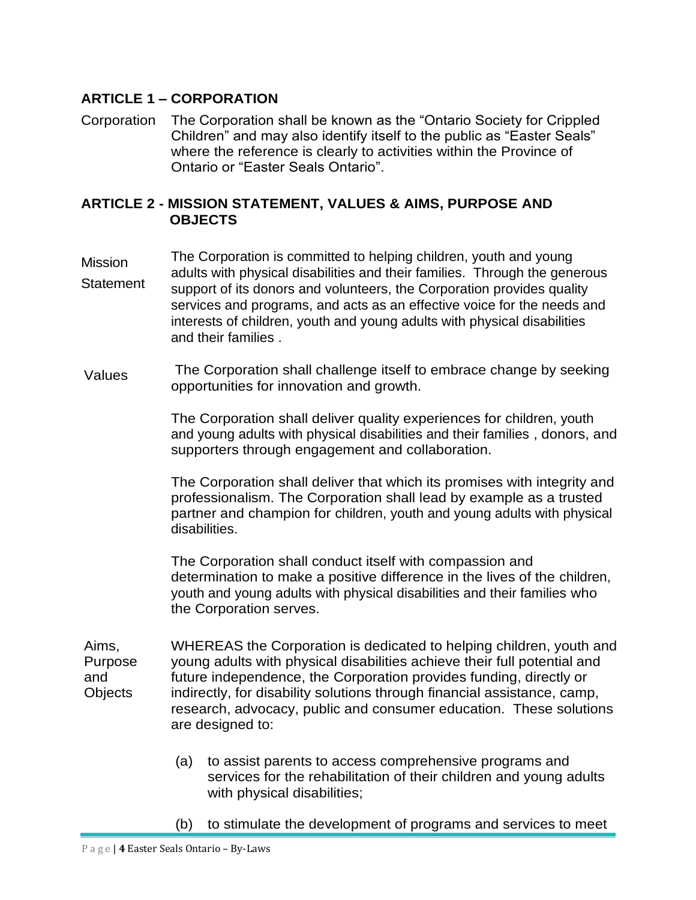## ARTICLE 1 – CORPORATION

**Corporation** The Corporation shall be known as the "Ontario Society for Crippled Children" and may also identify itself to the public as "Easter Seals" where the reference is clearly to activities within the Province of Ontario or "Easter Seals Ontario".

## ARTICLE 2 - MISSION STATEMENT, VALUES & AIMS, PURPOSE AND OBJECTS

**Mission Statement** The Corporation is committed to helping children, youth and young adults with physical disabilities and their families. Through the generous support of its donors and volunteers, the Corporation provides quality services and programs, and acts as an effective voice for the needs and interests of children, youth and young adults with physical disabilities and their families .

**Values** The Corporation shall challenge itself to embrace change by seeking opportunities for innovation and growth.

The Corporation shall deliver quality experiences for children, youth and young adults with physical disabilities and their families , donors, and supporters through engagement and collaboration.

The Corporation shall deliver that which its promises with integrity and professionalism. The Corporation shall lead by example as a trusted partner and champion for children, youth and young adults with physical disabilities.

The Corporation shall conduct itself with compassion and determination to make a positive difference in the lives of the children, youth and young adults with physical disabilities and their families who the Corporation serves.

**Aims, Purpose and Objects** WHEREAS the Corporation is dedicated to helping children, youth and young adults with physical disabilities achieve their full potential and future independence, the Corporation provides funding, directly or indirectly, for disability solutions through financial assistance, camp, research, advocacy, public and consumer education. These solutions are designed to:

(a) to assist parents to access comprehensive programs and services for the rehabilitation of their children and young adults with physical disabilities;

(b) to stimulate the development of programs and services to meet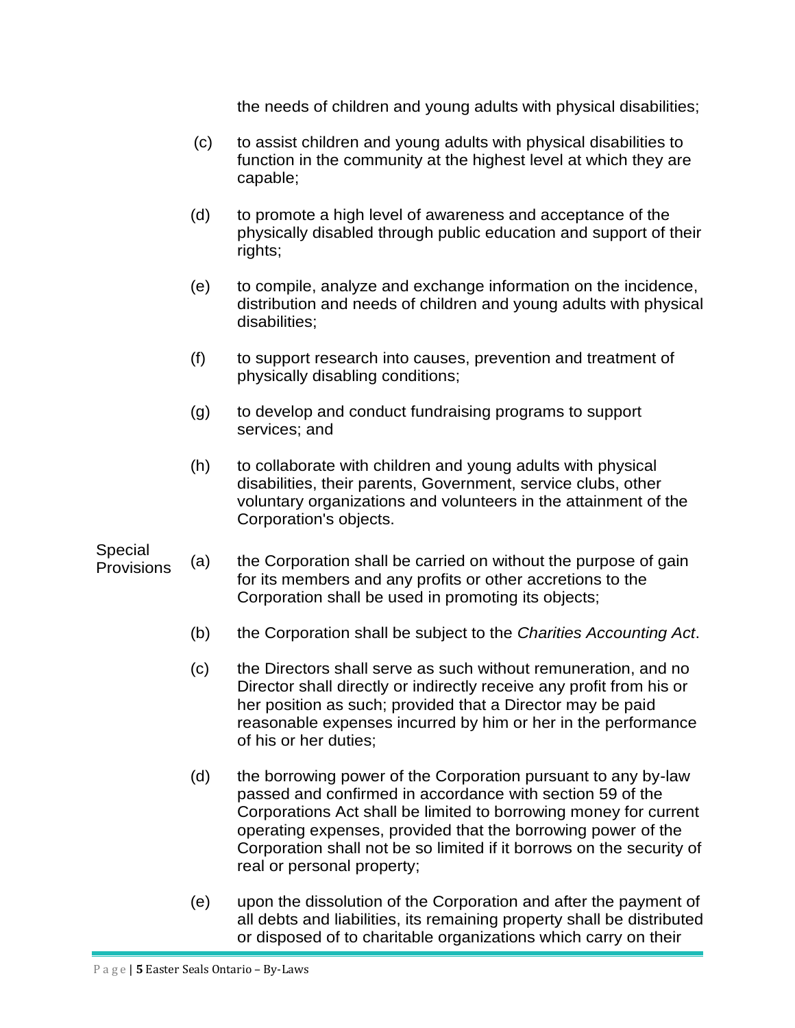the needs of children and young adults with physical disabilities;

(c) to assist children and young adults with physical disabilities to function in the community at the highest level at which they are capable;

(d) to promote a high level of awareness and acceptance of the physically disabled through public education and support of their rights;

(e) to compile, analyze and exchange information on the incidence, distribution and needs of children and young adults with physical disabilities;

(f) to support research into causes, prevention and treatment of physically disabling conditions;

(g) to develop and conduct fundraising programs to support services; and

(h) to collaborate with children and young adults with physical disabilities, their parents, Government, service clubs, other voluntary organizations and volunteers in the attainment of the Corporation's objects.

Special Provisions

(a) the Corporation shall be carried on without the purpose of gain for its members and any profits or other accretions to the Corporation shall be used in promoting its objects;

(b) the Corporation shall be subject to the *Charities Accounting Act*.

(c) the Directors shall serve as such without remuneration, and no Director shall directly or indirectly receive any profit from his or her position as such; provided that a Director may be paid reasonable expenses incurred by him or her in the performance of his or her duties;

(d) the borrowing power of the Corporation pursuant to any by-law passed and confirmed in accordance with section 59 of the Corporations Act shall be limited to borrowing money for current operating expenses, provided that the borrowing power of the Corporation shall not be so limited if it borrows on the security of real or personal property;

(e) upon the dissolution of the Corporation and after the payment of all debts and liabilities, its remaining property shall be distributed or disposed of to charitable organizations which carry on their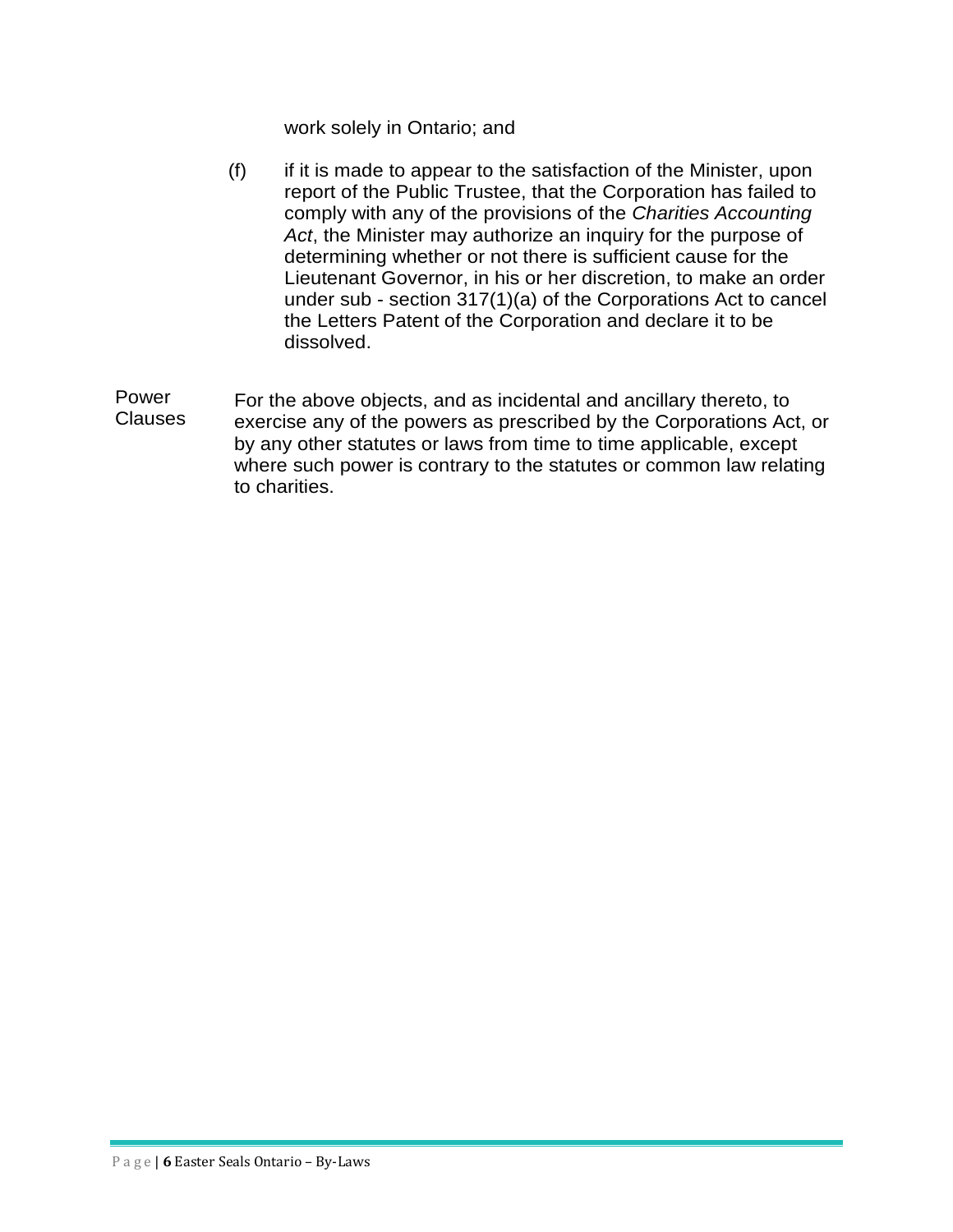work solely in Ontario; and

(f) if it is made to appear to the satisfaction of the Minister, upon report of the Public Trustee, that the Corporation has failed to comply with any of the provisions of the *Charities Accounting Act*, the Minister may authorize an inquiry for the purpose of determining whether or not there is sufficient cause for the Lieutenant Governor, in his or her discretion, to make an order under sub - section 317(1)(a) of the Corporations Act to cancel the Letters Patent of the Corporation and declare it to be dissolved.

**Power Clauses**

For the above objects, and as incidental and ancillary thereto, to exercise any of the powers as prescribed by the Corporations Act, or by any other statutes or laws from time to time applicable, except where such power is contrary to the statutes or common law relating to charities.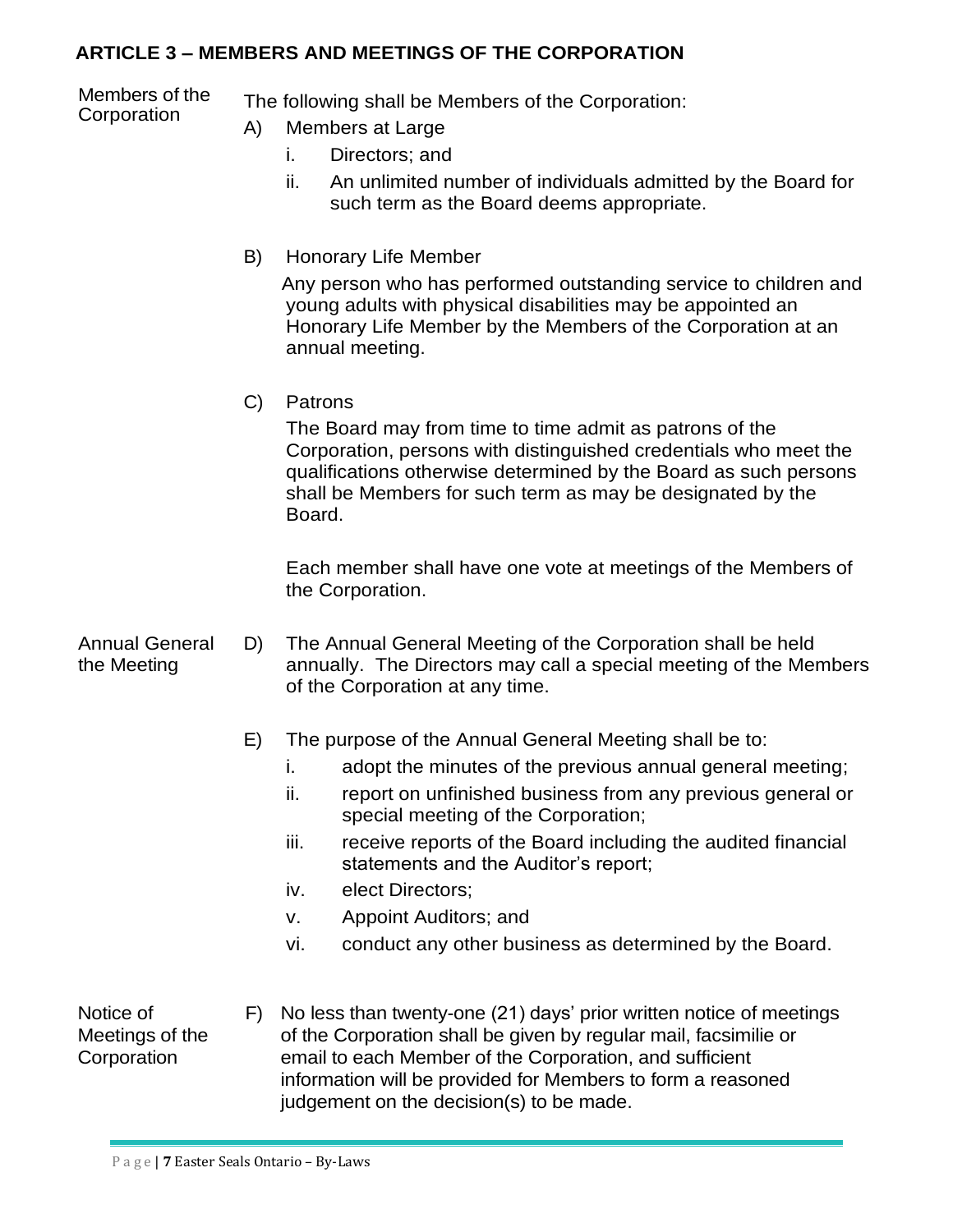## ARTICLE 3 – MEMBERS AND MEETINGS OF THE CORPORATION

**Members of the Corporation**

The following shall be Members of the Corporation:

A) Members at Large
   i. Directors; and
   ii. An unlimited number of individuals admitted by the Board for such term as the Board deems appropriate.

B) Honorary Life Member

Any person who has performed outstanding service to children and young adults with physical disabilities may be appointed an Honorary Life Member by the Members of the Corporation at an annual meeting.

C) Patrons

The Board may from time to time admit as patrons of the Corporation, persons with distinguished credentials who meet the qualifications otherwise determined by the Board as such persons shall be Members for such term as may be designated by the Board.

Each member shall have one vote at meetings of the Members of the Corporation.

**Annual General the Meeting**

D) The Annual General Meeting of the Corporation shall be held annually. The Directors may call a special meeting of the Members of the Corporation at any time.

E) The purpose of the Annual General Meeting shall be to:
   i. adopt the minutes of the previous annual general meeting;
   ii. report on unfinished business from any previous general or special meeting of the Corporation;
   iii. receive reports of the Board including the audited financial statements and the Auditor's report;
   iv. elect Directors;
   v. Appoint Auditors; and
   vi. conduct any other business as determined by the Board.

**Notice of Meetings of the Corporation**

F) No less than twenty-one (21) days' prior written notice of meetings of the Corporation shall be given by regular mail, facsimilie or email to each Member of the Corporation, and sufficient information will be provided for Members to form a reasoned judgement on the decision(s) to be made.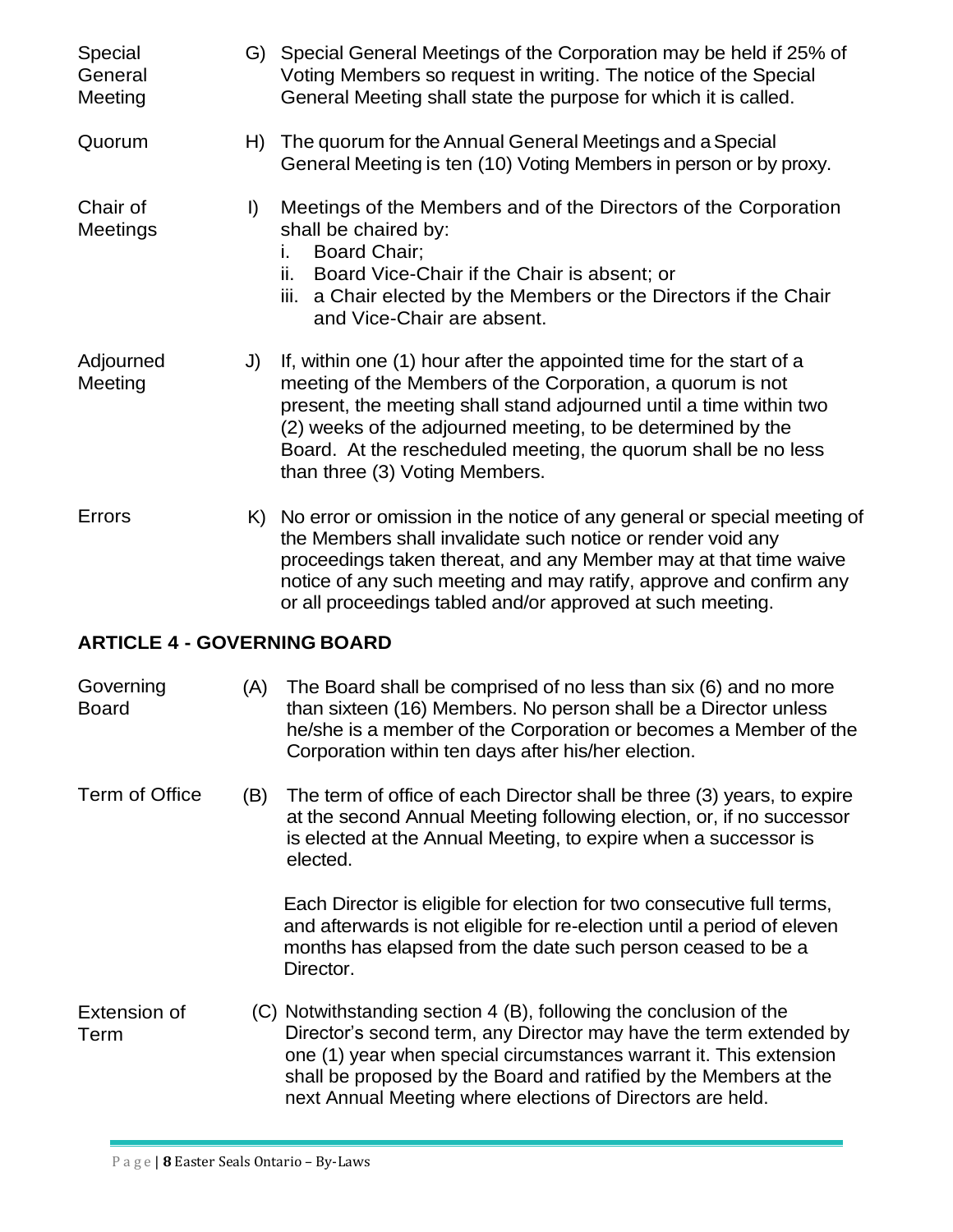**Special General Meeting**

G) Special General Meetings of the Corporation may be held if 25% of Voting Members so request in writing. The notice of the Special General Meeting shall state the purpose for which it is called.

**Quorum**

H) The quorum for the Annual General Meetings and a Special General Meeting is ten (10) Voting Members in person or by proxy.

**Chair of Meetings**

I) Meetings of the Members and of the Directors of the Corporation shall be chaired by:
   i. Board Chair;
   ii. Board Vice-Chair if the Chair is absent; or
   iii. a Chair elected by the Members or the Directors if the Chair and Vice-Chair are absent.

**Adjourned Meeting**

J) If, within one (1) hour after the appointed time for the start of a meeting of the Members of the Corporation, a quorum is not present, the meeting shall stand adjourned until a time within two (2) weeks of the adjourned meeting, to be determined by the Board. At the rescheduled meeting, the quorum shall be no less than three (3) Voting Members.

**Errors**

K) No error or omission in the notice of any general or special meeting of the Members shall invalidate such notice or render void any proceedings taken thereat, and any Member may at that time waive notice of any such meeting and may ratify, approve and confirm any or all proceedings tabled and/or approved at such meeting.

## ARTICLE 4 - GOVERNING BOARD

**Governing Board**

(A) The Board shall be comprised of no less than six (6) and no more than sixteen (16) Members. No person shall be a Director unless he/she is a member of the Corporation or becomes a Member of the Corporation within ten days after his/her election.

**Term of Office**

(B) The term of office of each Director shall be three (3) years, to expire at the second Annual Meeting following election, or, if no successor is elected at the Annual Meeting, to expire when a successor is elected.

Each Director is eligible for election for two consecutive full terms, and afterwards is not eligible for re-election until a period of eleven months has elapsed from the date such person ceased to be a Director.

**Extension of Term**

(C) Notwithstanding section 4 (B), following the conclusion of the Director's second term, any Director may have the term extended by one (1) year when special circumstances warrant it. This extension shall be proposed by the Board and ratified by the Members at the next Annual Meeting where elections of Directors are held.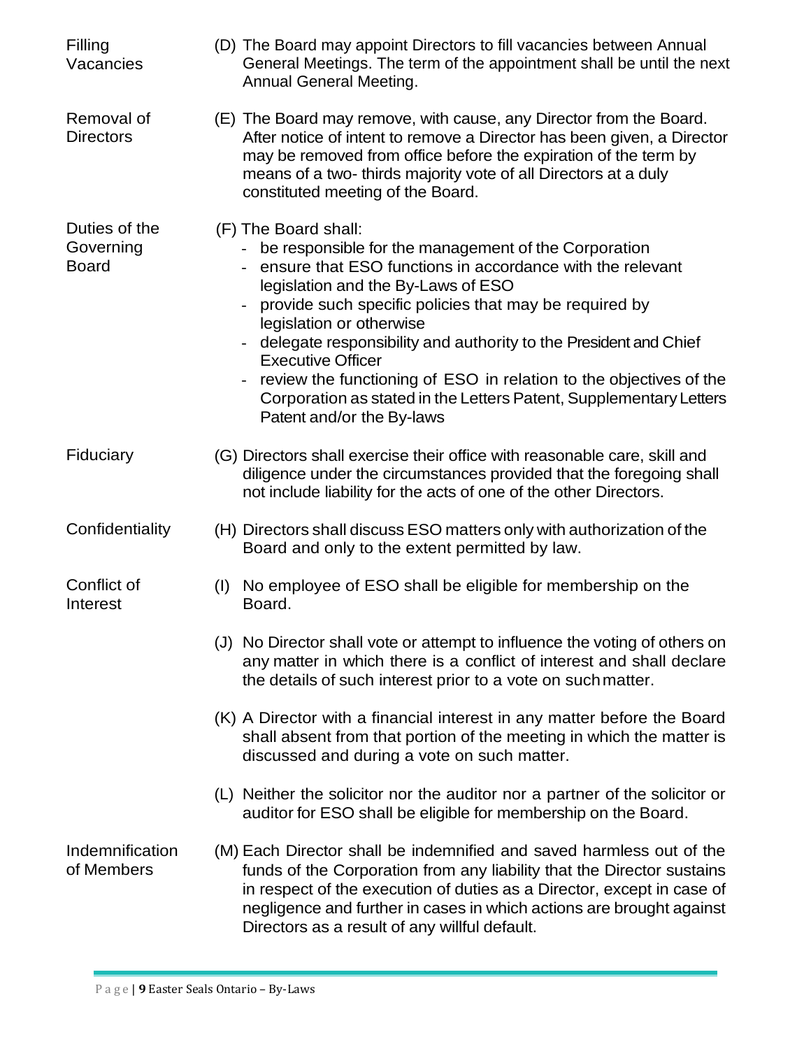**Filling Vacancies**

(D) The Board may appoint Directors to fill vacancies between Annual General Meetings. The term of the appointment shall be until the next Annual General Meeting.

**Removal of Directors**

(E) The Board may remove, with cause, any Director from the Board. After notice of intent to remove a Director has been given, a Director may be removed from office before the expiration of the term by means of a two- thirds majority vote of all Directors at a duly constituted meeting of the Board.

**Duties of the Governing Board**

(F) The Board shall:

- be responsible for the management of the Corporation
- ensure that ESO functions in accordance with the relevant legislation and the By-Laws of ESO
- provide such specific policies that may be required by legislation or otherwise
- delegate responsibility and authority to the President and Chief Executive Officer
- review the functioning of ESO in relation to the objectives of the Corporation as stated in the Letters Patent, Supplementary Letters Patent and/or the By-laws

**Fiduciary**

(G) Directors shall exercise their office with reasonable care, skill and diligence under the circumstances provided that the foregoing shall not include liability for the acts of one of the other Directors.

**Confidentiality**

(H) Directors shall discuss ESO matters only with authorization of the Board and only to the extent permitted by law.

**Conflict of Interest**

(I) No employee of ESO shall be eligible for membership on the Board.

(J) No Director shall vote or attempt to influence the voting of others on any matter in which there is a conflict of interest and shall declare the details of such interest prior to a vote on such matter.

(K) A Director with a financial interest in any matter before the Board shall absent from that portion of the meeting in which the matter is discussed and during a vote on such matter.

(L) Neither the solicitor nor the auditor nor a partner of the solicitor or auditor for ESO shall be eligible for membership on the Board.

**Indemnification of Members**

(M) Each Director shall be indemnified and saved harmless out of the funds of the Corporation from any liability that the Director sustains in respect of the execution of duties as a Director, except in case of negligence and further in cases in which actions are brought against Directors as a result of any willful default.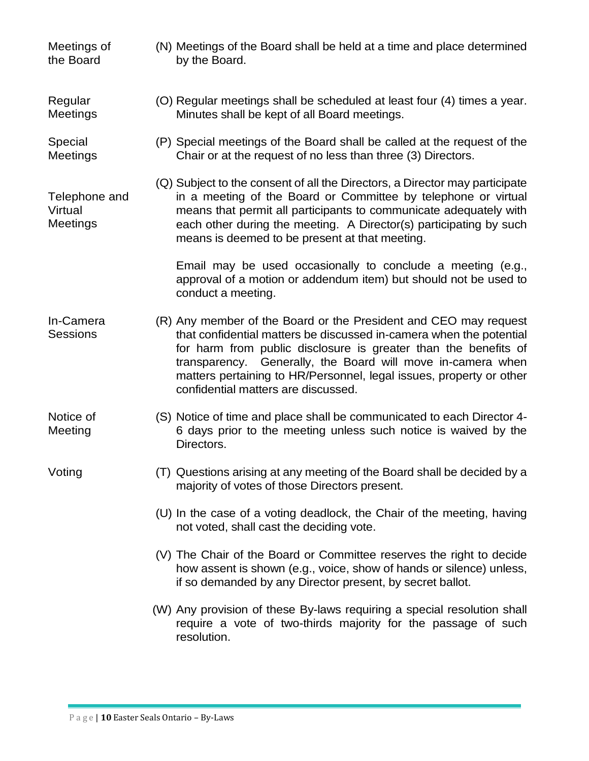**Meetings of the Board**

(N) Meetings of the Board shall be held at a time and place determined by the Board.

**Regular Meetings**

(O) Regular meetings shall be scheduled at least four (4) times a year. Minutes shall be kept of all Board meetings.

**Special Meetings**

(P) Special meetings of the Board shall be called at the request of the Chair or at the request of no less than three (3) Directors.

**Telephone and Virtual Meetings**

(Q) Subject to the consent of all the Directors, a Director may participate in a meeting of the Board or Committee by telephone or virtual means that permit all participants to communicate adequately with each other during the meeting. A Director(s) participating by such means is deemed to be present at that meeting.

Email may be used occasionally to conclude a meeting (e.g., approval of a motion or addendum item) but should not be used to conduct a meeting.

**In-Camera Sessions**

(R) Any member of the Board or the President and CEO may request that confidential matters be discussed in-camera when the potential for harm from public disclosure is greater than the benefits of transparency. Generally, the Board will move in-camera when matters pertaining to HR/Personnel, legal issues, property or other confidential matters are discussed.

**Notice of Meeting**

(S) Notice of time and place shall be communicated to each Director 4-6 days prior to the meeting unless such notice is waived by the Directors.

**Voting**

(T) Questions arising at any meeting of the Board shall be decided by a majority of votes of those Directors present.

(U) In the case of a voting deadlock, the Chair of the meeting, having not voted, shall cast the deciding vote.

(V) The Chair of the Board or Committee reserves the right to decide how assent is shown (e.g., voice, show of hands or silence) unless, if so demanded by any Director present, by secret ballot.

(W) Any provision of these By-laws requiring a special resolution shall require a vote of two-thirds majority for the passage of such resolution.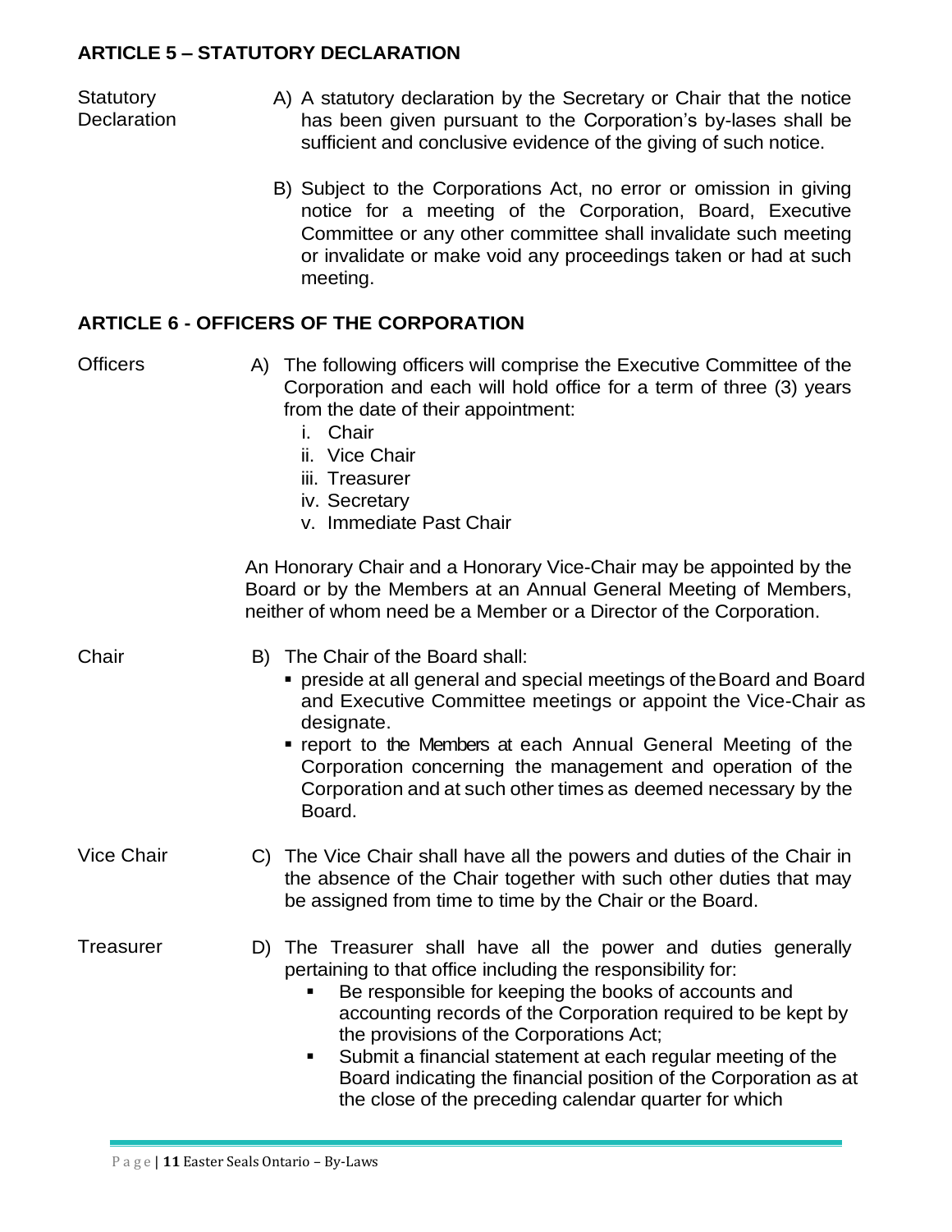## ARTICLE 5 – STATUTORY DECLARATION

**Statutory Declaration**

A) A statutory declaration by the Secretary or Chair that the notice has been given pursuant to the Corporation's by-lases shall be sufficient and conclusive evidence of the giving of such notice.

B) Subject to the Corporations Act, no error or omission in giving notice for a meeting of the Corporation, Board, Executive Committee or any other committee shall invalidate such meeting or invalidate or make void any proceedings taken or had at such meeting.

## ARTICLE 6 - OFFICERS OF THE CORPORATION

**Officers**

A) The following officers will comprise the Executive Committee of the Corporation and each will hold office for a term of three (3) years from the date of their appointment:

i. Chair
ii. Vice Chair
iii. Treasurer
iv. Secretary
v. Immediate Past Chair

An Honorary Chair and a Honorary Vice-Chair may be appointed by the Board or by the Members at an Annual General Meeting of Members, neither of whom need be a Member or a Director of the Corporation.

**Chair**

B) The Chair of the Board shall:

- preside at all general and special meetings of the Board and Board and Executive Committee meetings or appoint the Vice-Chair as designate.
- report to the Members at each Annual General Meeting of the Corporation concerning the management and operation of the Corporation and at such other times as deemed necessary by the Board.

**Vice Chair**

C) The Vice Chair shall have all the powers and duties of the Chair in the absence of the Chair together with such other duties that may be assigned from time to time by the Chair or the Board.

**Treasurer**

D) The Treasurer shall have all the power and duties generally pertaining to that office including the responsibility for:

- Be responsible for keeping the books of accounts and accounting records of the Corporation required to be kept by the provisions of the Corporations Act;
- Submit a financial statement at each regular meeting of the Board indicating the financial position of the Corporation as at the close of the preceding calendar quarter for which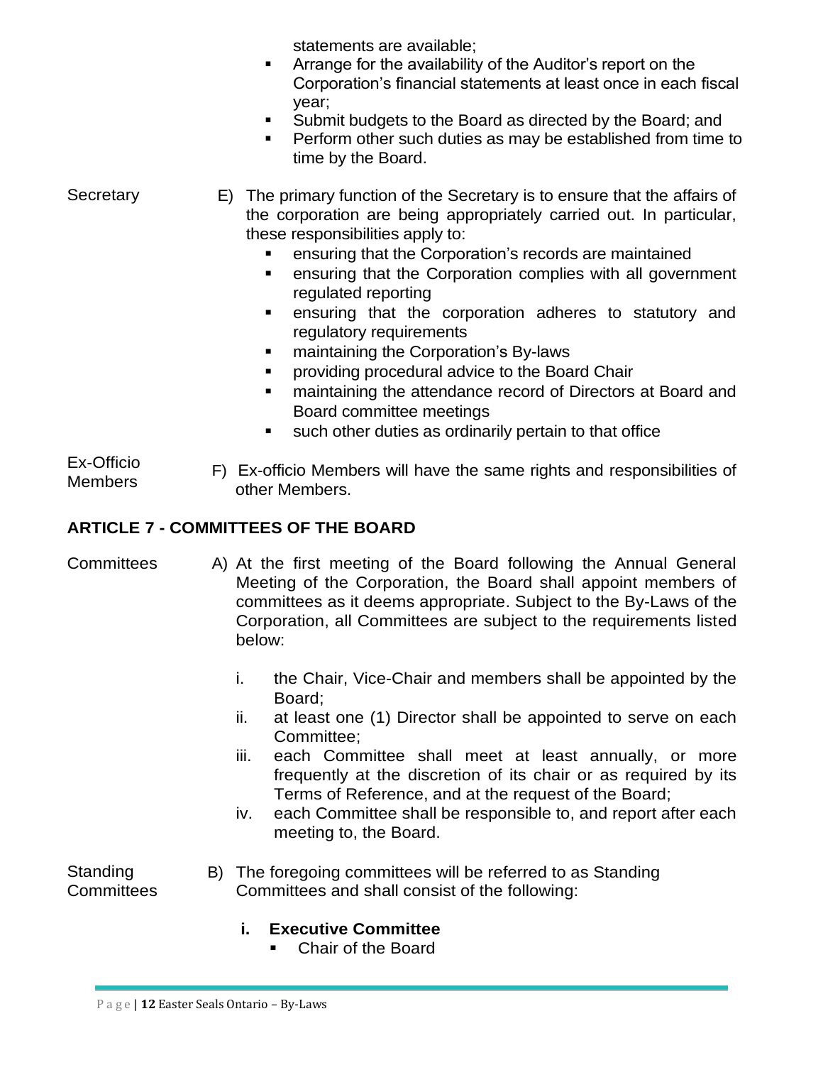statements are available;

- Arrange for the availability of the Auditor's report on the Corporation's financial statements at least once in each fiscal year;
- Submit budgets to the Board as directed by the Board; and
- Perform other such duties as may be established from time to time by the Board.

Secretary

E) The primary function of the Secretary is to ensure that the affairs of the corporation are being appropriately carried out. In particular, these responsibilities apply to:

- ensuring that the Corporation's records are maintained
- ensuring that the Corporation complies with all government regulated reporting
- ensuring that the corporation adheres to statutory and regulatory requirements
- maintaining the Corporation's By-laws
- providing procedural advice to the Board Chair
- maintaining the attendance record of Directors at Board and Board committee meetings
- such other duties as ordinarily pertain to that office

Ex-Officio Members

F) Ex-officio Members will have the same rights and responsibilities of other Members.

## ARTICLE 7 - COMMITTEES OF THE BOARD

Committees

A) At the first meeting of the Board following the Annual General Meeting of the Corporation, the Board shall appoint members of committees as it deems appropriate. Subject to the By-Laws of the Corporation, all Committees are subject to the requirements listed below:

i. the Chair, Vice-Chair and members shall be appointed by the Board;
ii. at least one (1) Director shall be appointed to serve on each Committee;
iii. each Committee shall meet at least annually, or more frequently at the discretion of its chair or as required by its Terms of Reference, and at the request of the Board;
iv. each Committee shall be responsible to, and report after each meeting to, the Board.

Standing Committees

B) The foregoing committees will be referred to as Standing Committees and shall consist of the following:

**i. Executive Committee**

- Chair of the Board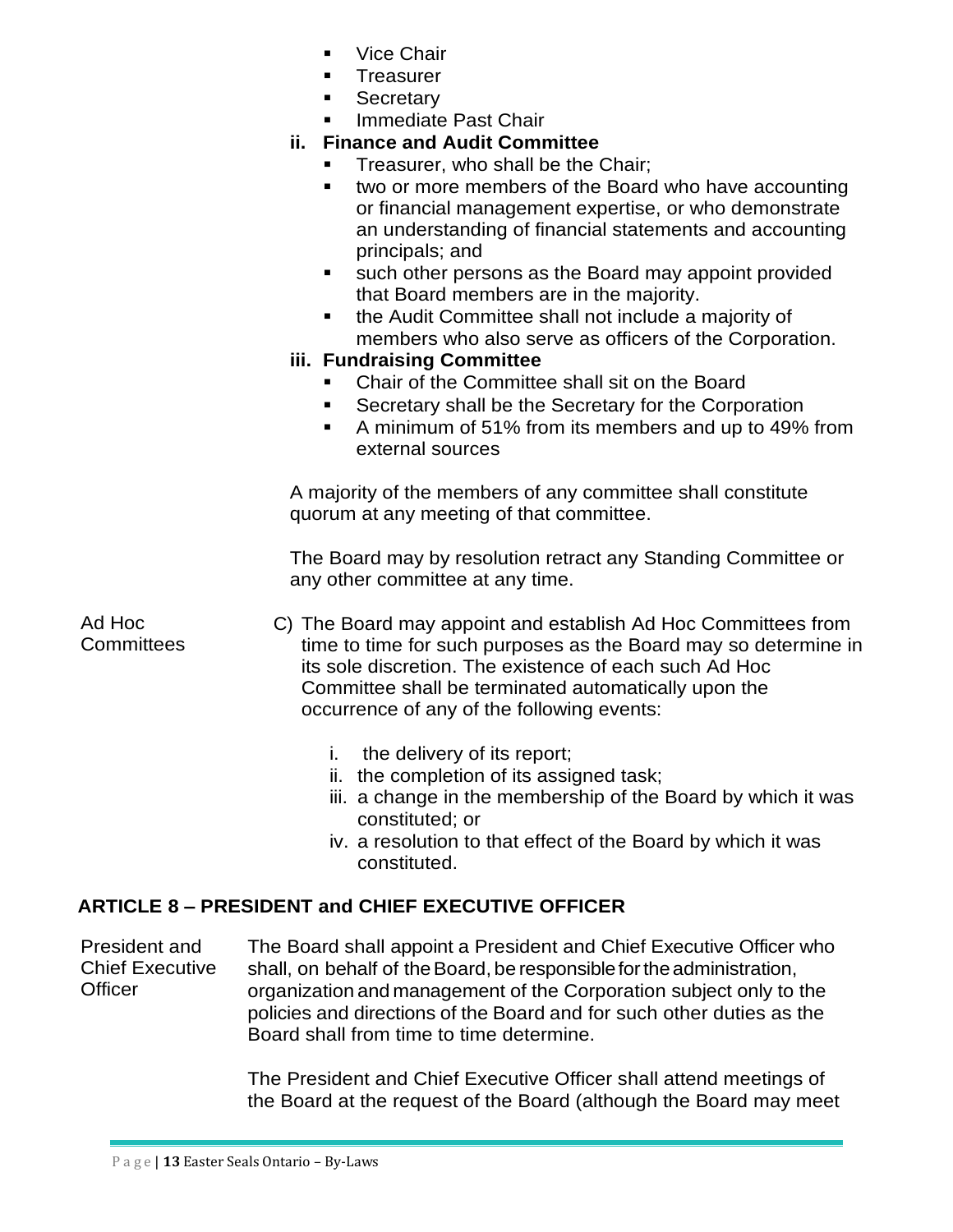- Vice Chair
- Treasurer
- Secretary
- Immediate Past Chair

**ii. Finance and Audit Committee**

- Treasurer, who shall be the Chair;
- two or more members of the Board who have accounting or financial management expertise, or who demonstrate an understanding of financial statements and accounting principals; and
- such other persons as the Board may appoint provided that Board members are in the majority.
- the Audit Committee shall not include a majority of members who also serve as officers of the Corporation.

**iii. Fundraising Committee**

- Chair of the Committee shall sit on the Board
- Secretary shall be the Secretary for the Corporation
- A minimum of 51% from its members and up to 49% from external sources

A majority of the members of any committee shall constitute quorum at any meeting of that committee.

The Board may by resolution retract any Standing Committee or any other committee at any time.

Ad Hoc Committees

C) The Board may appoint and establish Ad Hoc Committees from time to time for such purposes as the Board may so determine in its sole discretion. The existence of each such Ad Hoc Committee shall be terminated automatically upon the occurrence of any of the following events:

i. the delivery of its report;
ii. the completion of its assigned task;
iii. a change in the membership of the Board by which it was constituted; or
iv. a resolution to that effect of the Board by which it was constituted.

## ARTICLE 8 – PRESIDENT and CHIEF EXECUTIVE OFFICER

President and Chief Executive Officer

The Board shall appoint a President and Chief Executive Officer who shall, on behalf of the Board, be responsible for the administration, organization and management of the Corporation subject only to the policies and directions of the Board and for such other duties as the Board shall from time to time determine.

The President and Chief Executive Officer shall attend meetings of the Board at the request of the Board (although the Board may meet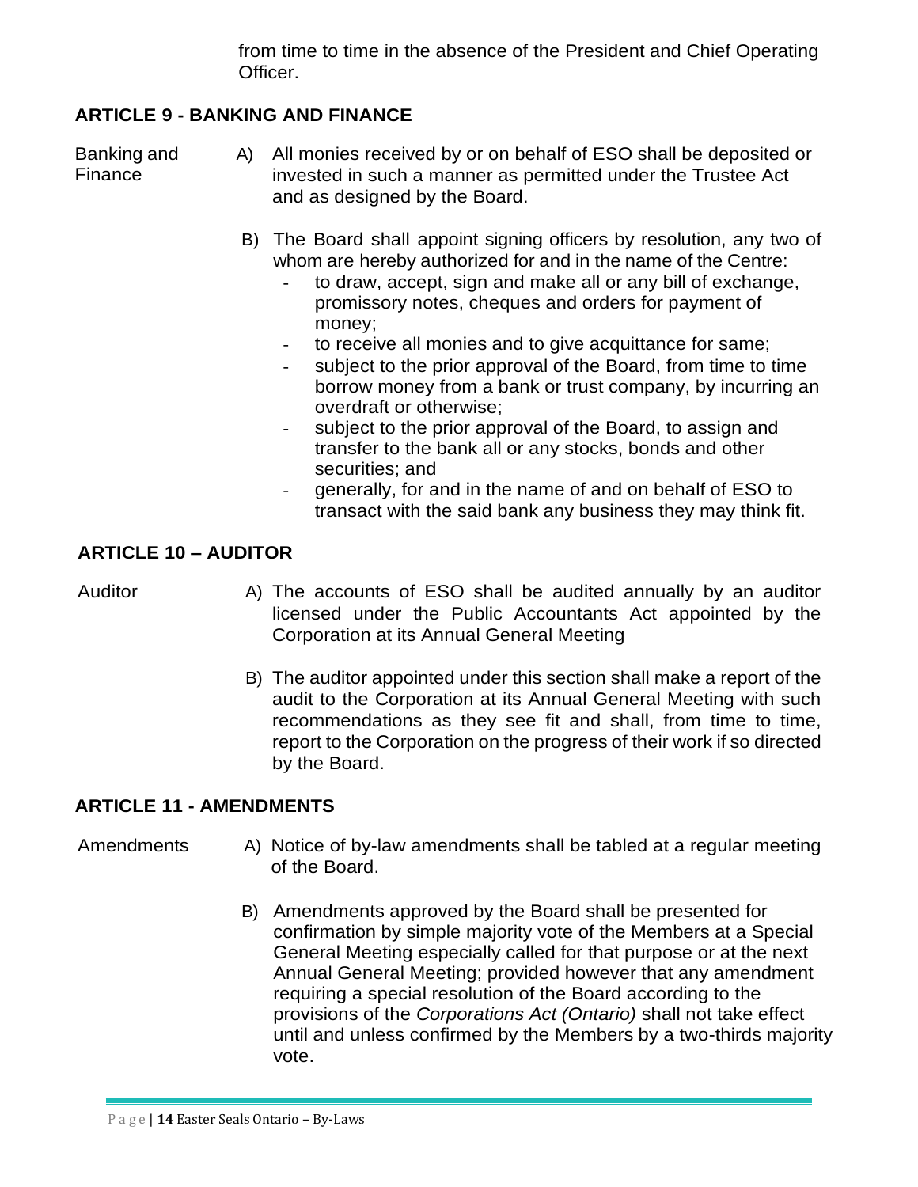from time to time in the absence of the President and Chief Operating Officer.

## ARTICLE 9 - BANKING AND FINANCE

Banking and Finance

A) All monies received by or on behalf of ESO shall be deposited or invested in such a manner as permitted under the Trustee Act and as designed by the Board.

B) The Board shall appoint signing officers by resolution, any two of whom are hereby authorized for and in the name of the Centre:

- to draw, accept, sign and make all or any bill of exchange, promissory notes, cheques and orders for payment of money;
- to receive all monies and to give acquittance for same;
- subject to the prior approval of the Board, from time to time borrow money from a bank or trust company, by incurring an overdraft or otherwise;
- subject to the prior approval of the Board, to assign and transfer to the bank all or any stocks, bonds and other securities; and
- generally, for and in the name of and on behalf of ESO to transact with the said bank any business they may think fit.

## ARTICLE 10 – AUDITOR

Auditor

A) The accounts of ESO shall be audited annually by an auditor licensed under the Public Accountants Act appointed by the Corporation at its Annual General Meeting

B) The auditor appointed under this section shall make a report of the audit to the Corporation at its Annual General Meeting with such recommendations as they see fit and shall, from time to time, report to the Corporation on the progress of their work if so directed by the Board.

## ARTICLE 11 - AMENDMENTS

Amendments

A) Notice of by-law amendments shall be tabled at a regular meeting of the Board.

B) Amendments approved by the Board shall be presented for confirmation by simple majority vote of the Members at a Special General Meeting especially called for that purpose or at the next Annual General Meeting; provided however that any amendment requiring a special resolution of the Board according to the provisions of the *Corporations Act (Ontario)* shall not take effect until and unless confirmed by the Members by a two-thirds majority vote.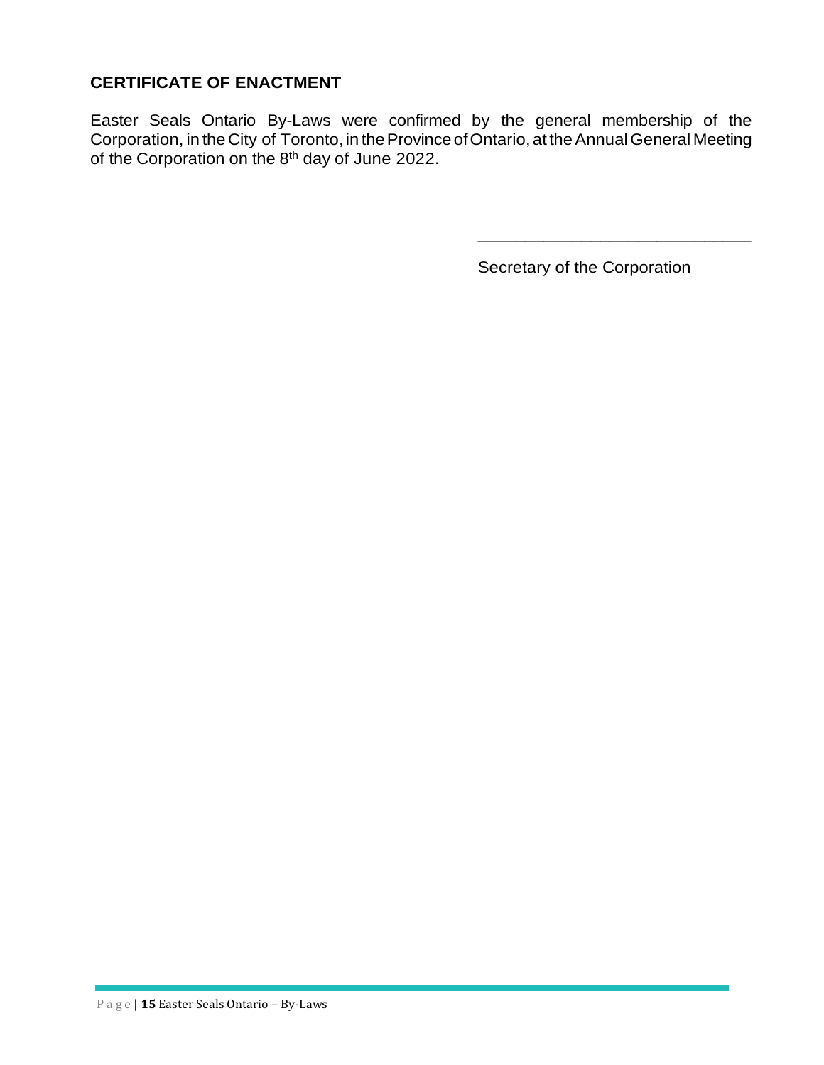## CERTIFICATE OF ENACTMENT

Easter Seals Ontario By-Laws were confirmed by the general membership of the Corporation, in the City of Toronto, in the Province of Ontario, at the Annual General Meeting of the Corporation on the 8th day of June 2022.

______________________________

Secretary of the Corporation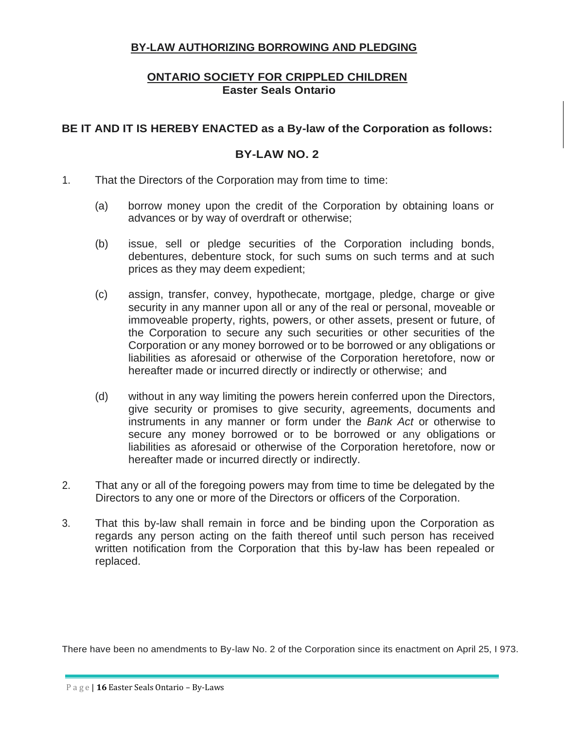## BY-LAW AUTHORIZING BORROWING AND PLEDGING

### ONTARIO SOCIETY FOR CRIPPLED CHILDREN
**Easter Seals Ontario**

**BE IT AND IT IS HEREBY ENACTED as a By-law of the Corporation as follows:**

### BY-LAW NO. 2

1. That the Directors of the Corporation may from time to time:

   (a) borrow money upon the credit of the Corporation by obtaining loans or advances or by way of overdraft or otherwise;

   (b) issue, sell or pledge securities of the Corporation including bonds, debentures, debenture stock, for such sums on such terms and at such prices as they may deem expedient;

   (c) assign, transfer, convey, hypothecate, mortgage, pledge, charge or give security in any manner upon all or any of the real or personal, moveable or immoveable property, rights, powers, or other assets, present or future, of the Corporation to secure any such securities or other securities of the Corporation or any money borrowed or to be borrowed or any obligations or liabilities as aforesaid or otherwise of the Corporation heretofore, now or hereafter made or incurred directly or indirectly or otherwise; and

   (d) without in any way limiting the powers herein conferred upon the Directors, give security or promises to give security, agreements, documents and instruments in any manner or form under the *Bank Act* or otherwise to secure any money borrowed or to be borrowed or any obligations or liabilities as aforesaid or otherwise of the Corporation heretofore, now or hereafter made or incurred directly or indirectly.

2. That any or all of the foregoing powers may from time to time be delegated by the Directors to any one or more of the Directors or officers of the Corporation.

3. That this by-law shall remain in force and be binding upon the Corporation as regards any person acting on the faith thereof until such person has received written notification from the Corporation that this by-law has been repealed or replaced.

There have been no amendments to By-law No. 2 of the Corporation since its enactment on April 25, I 973.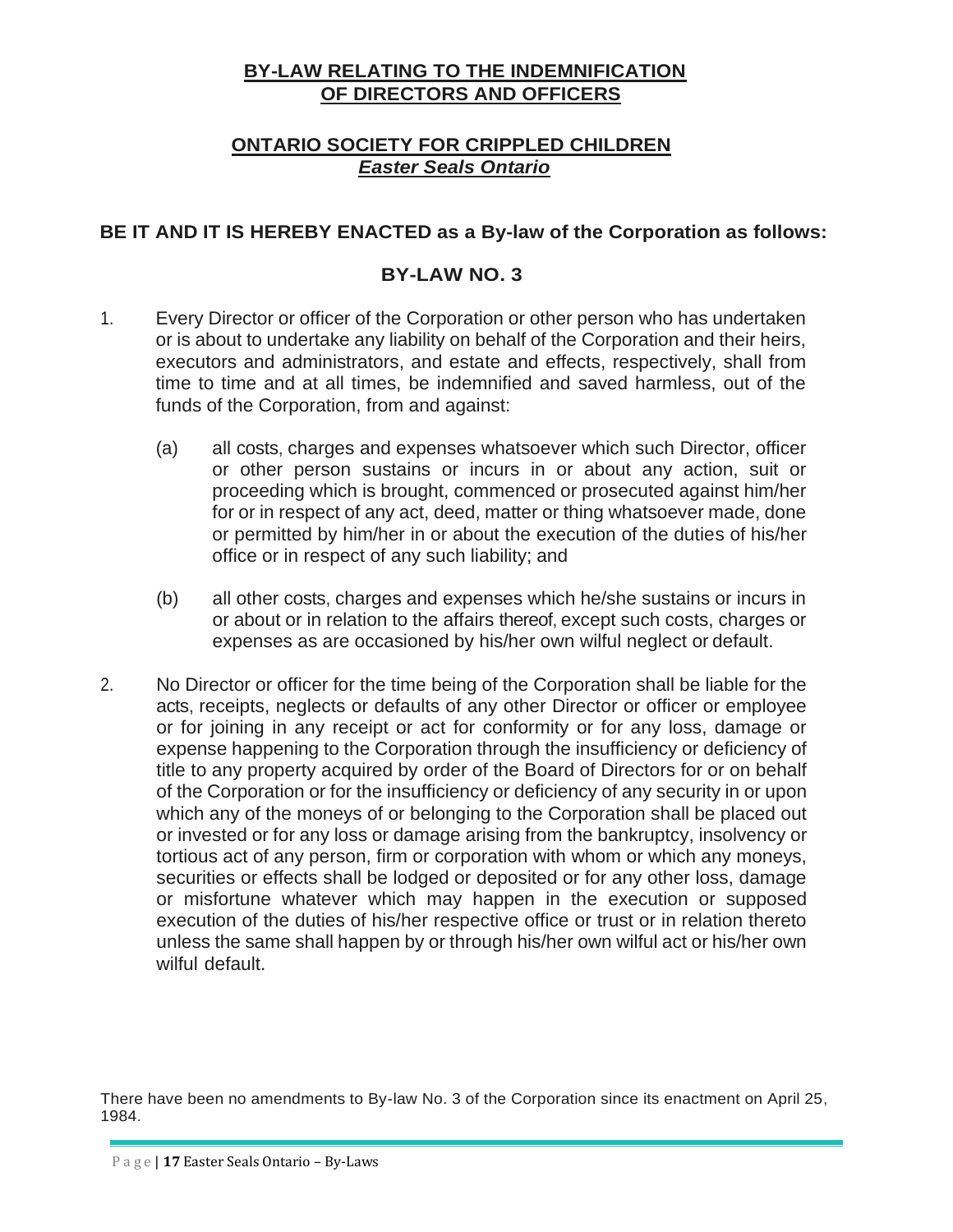# BY-LAW RELATING TO THE INDEMNIFICATION OF DIRECTORS AND OFFICERS

## ONTARIO SOCIETY FOR CRIPPLED CHILDREN
***Easter Seals Ontario***

**BE IT AND IT IS HEREBY ENACTED as a By-law of the Corporation as follows:**

## BY-LAW NO. 3

1. Every Director or officer of the Corporation or other person who has undertaken or is about to undertake any liability on behalf of the Corporation and their heirs, executors and administrators, and estate and effects, respectively, shall from time to time and at all times, be indemnified and saved harmless, out of the funds of the Corporation, from and against:

   (a) all costs, charges and expenses whatsoever which such Director, officer or other person sustains or incurs in or about any action, suit or proceeding which is brought, commenced or prosecuted against him/her for or in respect of any act, deed, matter or thing whatsoever made, done or permitted by him/her in or about the execution of the duties of his/her office or in respect of any such liability; and

   (b) all other costs, charges and expenses which he/she sustains or incurs in or about or in relation to the affairs thereof, except such costs, charges or expenses as are occasioned by his/her own wilful neglect or default.

2. No Director or officer for the time being of the Corporation shall be liable for the acts, receipts, neglects or defaults of any other Director or officer or employee or for joining in any receipt or act for conformity or for any loss, damage or expense happening to the Corporation through the insufficiency or deficiency of title to any property acquired by order of the Board of Directors for or on behalf of the Corporation or for the insufficiency or deficiency of any security in or upon which any of the moneys of or belonging to the Corporation shall be placed out or invested or for any loss or damage arising from the bankruptcy, insolvency or tortious act of any person, firm or corporation with whom or which any moneys, securities or effects shall be lodged or deposited or for any other loss, damage or misfortune whatever which may happen in the execution or supposed execution of the duties of his/her respective office or trust or in relation thereto unless the same shall happen by or through his/her own wilful act or his/her own wilful default.

There have been no amendments to By-law No. 3 of the Corporation since its enactment on April 25, 1984.